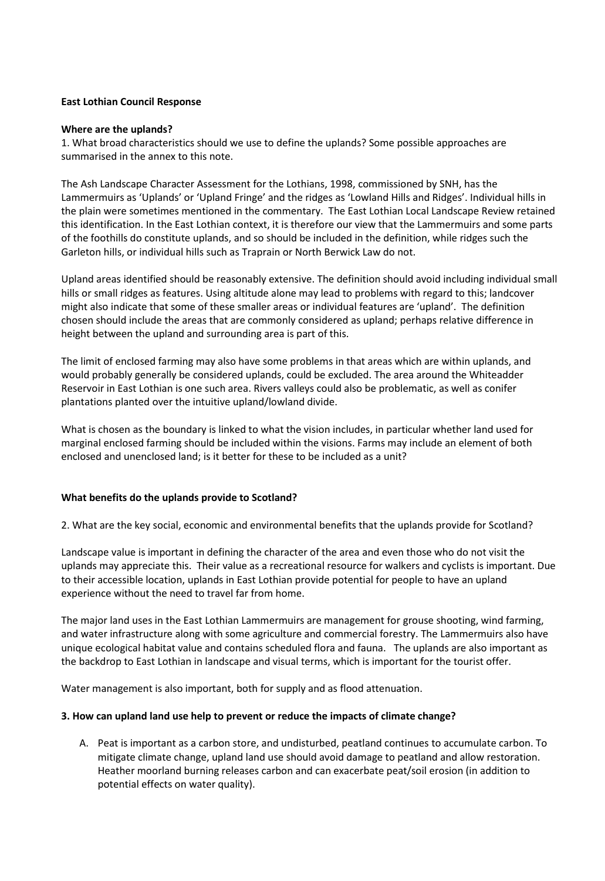**East Lothian Council Response**

**Where are the uplands?**

1. What broad characteristics should we use to define the uplands? Some possible approaches are summarised in the annex to this note.

The Ash Landscape Character Assessment for the Lothians, 1998, commissioned by SNH, has the Lammermuirs as 'Uplands' or 'Upland Fringe' and the ridges as 'Lowland Hills and Ridges'. Individual hills in the plain were sometimes mentioned in the commentary. The East Lothian Local Landscape Review retained this identification. In the East Lothian context, it is therefore our view that the Lammermuirs and some parts of the foothills do constitute uplands, and so should be included in the definition, while ridges such the Garleton hills, or individual hills such as Traprain or North Berwick Law do not.

Upland areas identified should be reasonably extensive. The definition should avoid including individual small hills or small ridges as features. Using altitude alone may lead to problems with regard to this; landcover might also indicate that some of these smaller areas or individual features are 'upland'. The definition chosen should include the areas that are commonly considered as upland; perhaps relative difference in height between the upland and surrounding area is part of this.

The limit of enclosed farming may also have some problems in that areas which are within uplands, and would probably generally be considered uplands, could be excluded. The area around the Whiteadder Reservoir in East Lothian is one such area. Rivers valleys could also be problematic, as well as conifer plantations planted over the intuitive upland/lowland divide.

What is chosen as the boundary is linked to what the vision includes, in particular whether land used for marginal enclosed farming should be included within the visions. Farms may include an element of both enclosed and unenclosed land; is it better for these to be included as a unit?

**What benefits do the uplands provide to Scotland?**

2. What are the key social, economic and environmental benefits that the uplands provide for Scotland?

Landscape value is important in defining the character of the area and even those who do not visit the uplands may appreciate this. Their value as a recreational resource for walkers and cyclists is important. Due to their accessible location, uplands in East Lothian provide potential for people to have an upland experience without the need to travel far from home.

The major land uses in the East Lothian Lammermuirs are management for grouse shooting, wind farming, and water infrastructure along with some agriculture and commercial forestry. The Lammermuirs also have unique ecological habitat value and contains scheduled flora and fauna. The uplands are also important as the backdrop to East Lothian in landscape and visual terms, which is important for the tourist offer.

Water management is also important, both for supply and as flood attenuation.

**3. How can upland land use help to prevent or reduce the impacts of climate change?**

A. Peat is important as a carbon store, and undisturbed, peatland continues to accumulate carbon. To mitigate climate change, upland land use should avoid damage to peatland and allow restoration. Heather moorland burning releases carbon and can exacerbate peat/soil erosion (in addition to potential effects on water quality).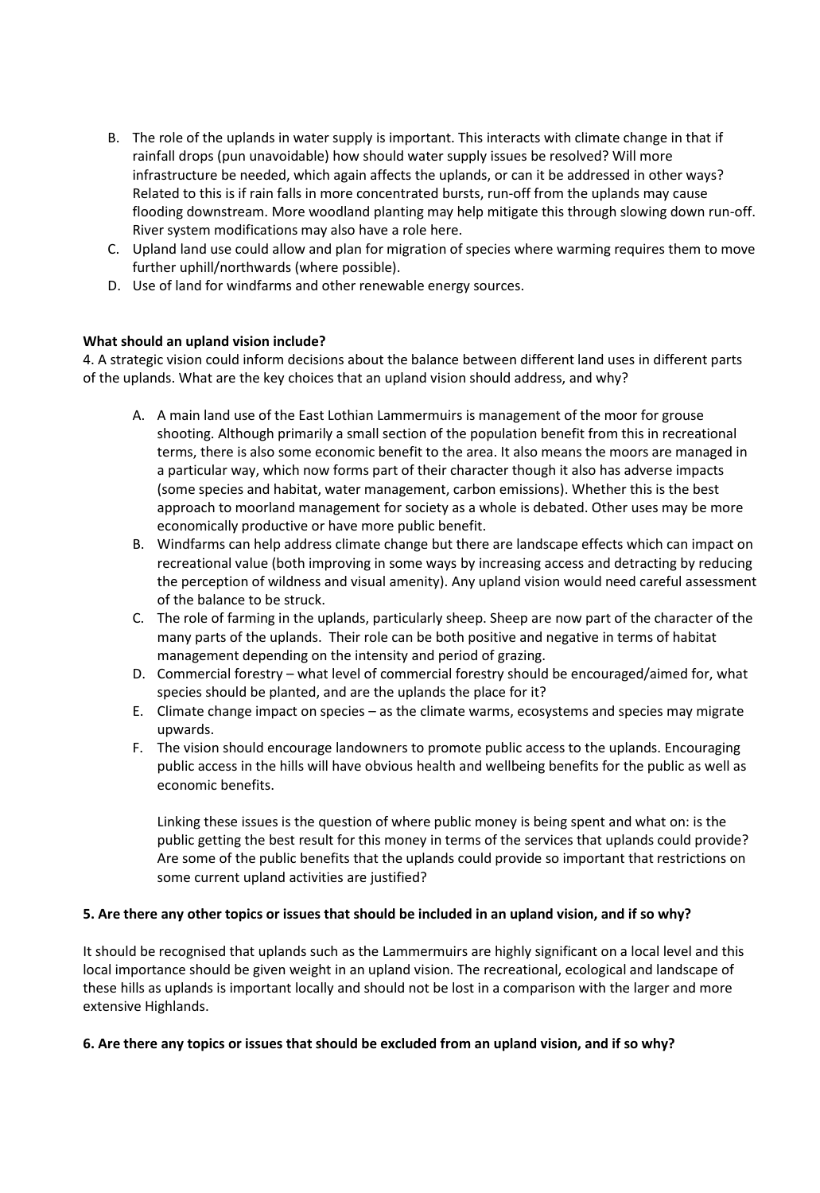B. The role of the uplands in water supply is important. This interacts with climate change in that if rainfall drops (pun unavoidable) how should water supply issues be resolved? Will more infrastructure be needed, which again affects the uplands, or can it be addressed in other ways? Related to this is if rain falls in more concentrated bursts, run-off from the uplands may cause flooding downstream. More woodland planting may help mitigate this through slowing down run-off. River system modifications may also have a role here.

C. Upland land use could allow and plan for migration of species where warming requires them to move further uphill/northwards (where possible).

D. Use of land for windfarms and other renewable energy sources.

**What should an upland vision include?**

4. A strategic vision could inform decisions about the balance between different land uses in different parts of the uplands. What are the key choices that an upland vision should address, and why?

A. A main land use of the East Lothian Lammermuirs is management of the moor for grouse shooting. Although primarily a small section of the population benefit from this in recreational terms, there is also some economic benefit to the area. It also means the moors are managed in a particular way, which now forms part of their character though it also has adverse impacts (some species and habitat, water management, carbon emissions). Whether this is the best approach to moorland management for society as a whole is debated. Other uses may be more economically productive or have more public benefit.

B. Windfarms can help address climate change but there are landscape effects which can impact on recreational value (both improving in some ways by increasing access and detracting by reducing the perception of wildness and visual amenity). Any upland vision would need careful assessment of the balance to be struck.

C. The role of farming in the uplands, particularly sheep. Sheep are now part of the character of the many parts of the uplands. Their role can be both positive and negative in terms of habitat management depending on the intensity and period of grazing.

D. Commercial forestry – what level of commercial forestry should be encouraged/aimed for, what species should be planted, and are the uplands the place for it?

E. Climate change impact on species – as the climate warms, ecosystems and species may migrate upwards.

F. The vision should encourage landowners to promote public access to the uplands. Encouraging public access in the hills will have obvious health and wellbeing benefits for the public as well as economic benefits.

Linking these issues is the question of where public money is being spent and what on: is the public getting the best result for this money in terms of the services that uplands could provide? Are some of the public benefits that the uplands could provide so important that restrictions on some current upland activities are justified?

**5. Are there any other topics or issues that should be included in an upland vision, and if so why?**

It should be recognised that uplands such as the Lammermuirs are highly significant on a local level and this local importance should be given weight in an upland vision. The recreational, ecological and landscape of these hills as uplands is important locally and should not be lost in a comparison with the larger and more extensive Highlands.

**6. Are there any topics or issues that should be excluded from an upland vision, and if so why?**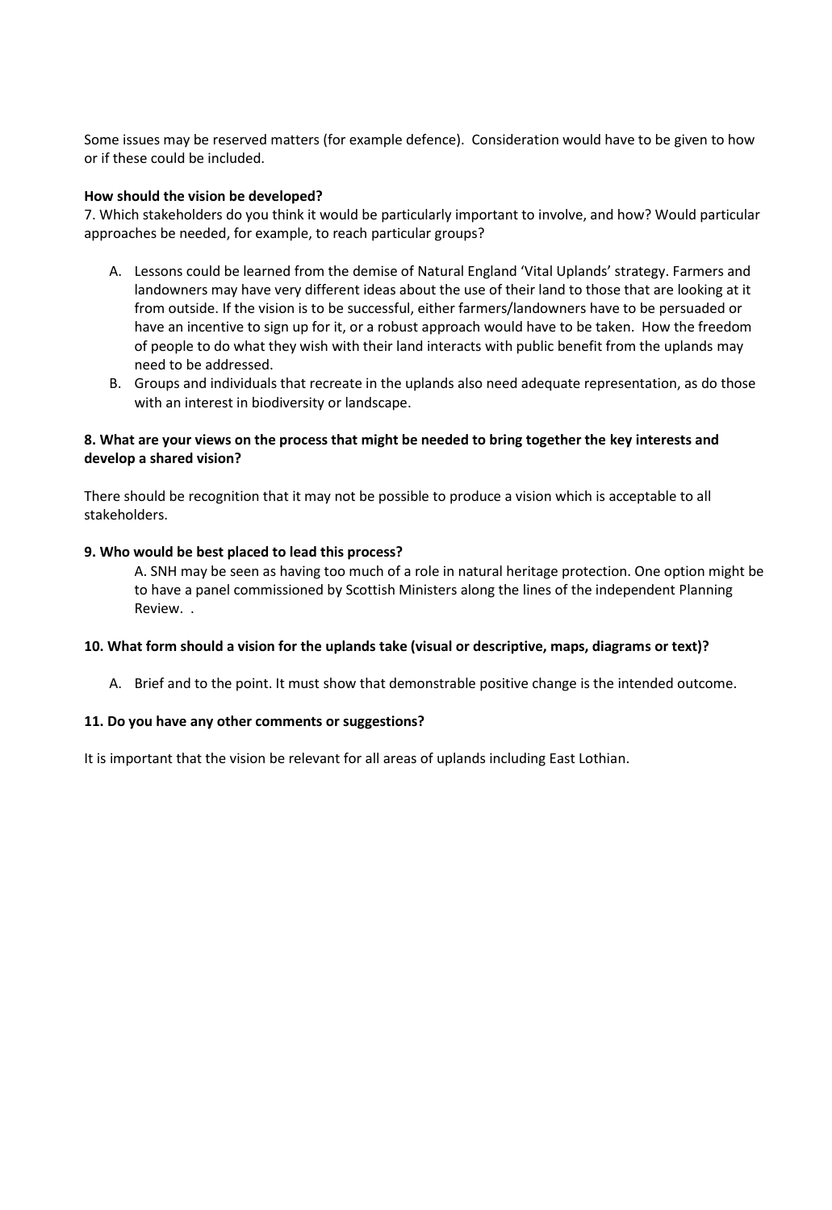Some issues may be reserved matters (for example defence). Consideration would have to be given to how or if these could be included.

**How should the vision be developed?**

7. Which stakeholders do you think it would be particularly important to involve, and how? Would particular approaches be needed, for example, to reach particular groups?

A. Lessons could be learned from the demise of Natural England 'Vital Uplands' strategy. Farmers and landowners may have very different ideas about the use of their land to those that are looking at it from outside. If the vision is to be successful, either farmers/landowners have to be persuaded or have an incentive to sign up for it, or a robust approach would have to be taken. How the freedom of people to do what they wish with their land interacts with public benefit from the uplands may need to be addressed.

B. Groups and individuals that recreate in the uplands also need adequate representation, as do those with an interest in biodiversity or landscape.

**8. What are your views on the process that might be needed to bring together the key interests and develop a shared vision?**

There should be recognition that it may not be possible to produce a vision which is acceptable to all stakeholders.

**9. Who would be best placed to lead this process?**

A. SNH may be seen as having too much of a role in natural heritage protection. One option might be to have a panel commissioned by Scottish Ministers along the lines of the independent Planning Review. .

**10. What form should a vision for the uplands take (visual or descriptive, maps, diagrams or text)?**

A. Brief and to the point. It must show that demonstrable positive change is the intended outcome.

**11. Do you have any other comments or suggestions?**

It is important that the vision be relevant for all areas of uplands including East Lothian.